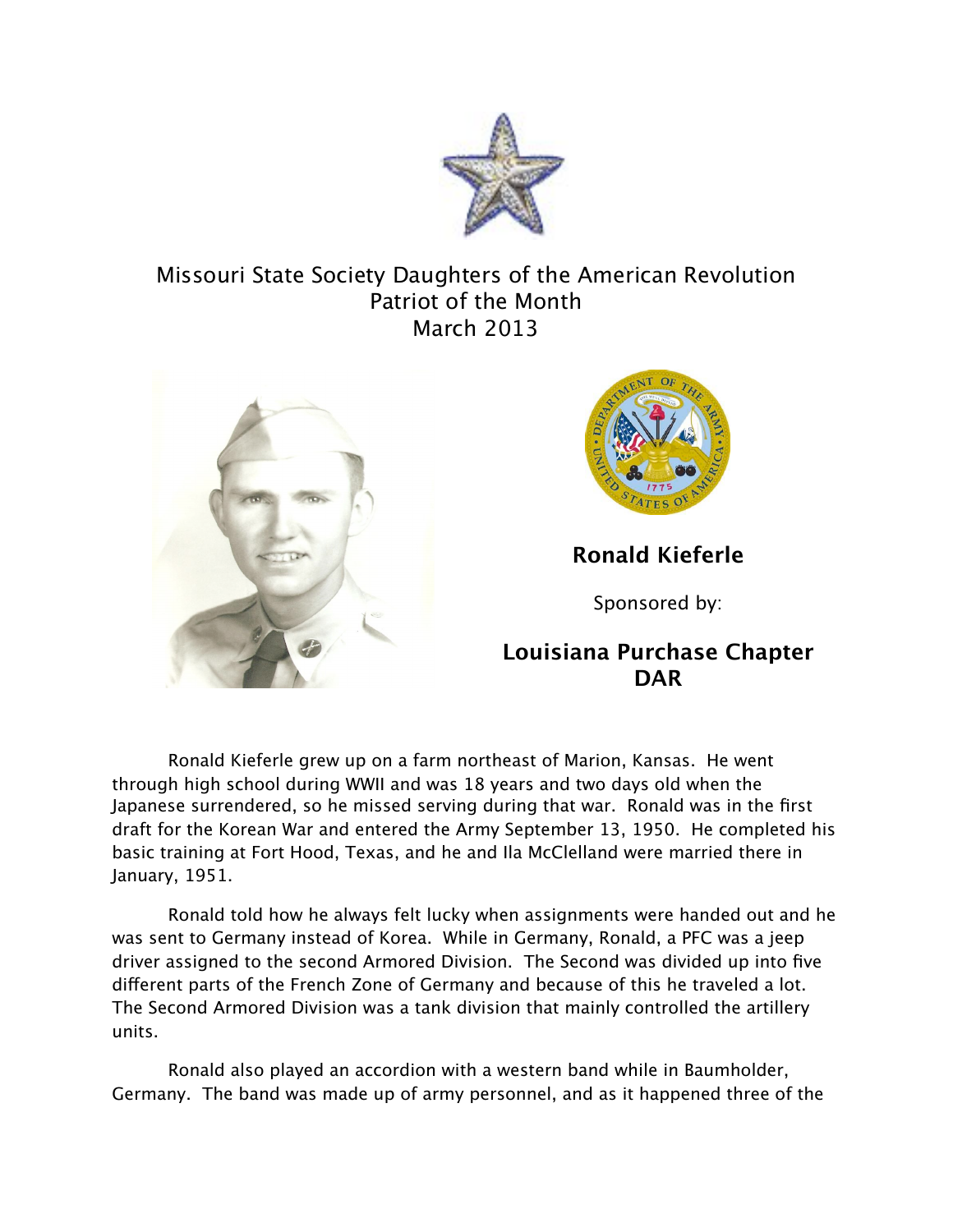# Missouri State Society Daughters of the American Revolution
## Patriot of the Month
## March 2013

**Ronald Kieferle**

Sponsored by:

**Louisiana Purchase Chapter DAR**

Ronald Kieferle grew up on a farm northeast of Marion, Kansas. He went through high school during WWII and was 18 years and two days old when the Japanese surrendered, so he missed serving during that war. Ronald was in the first draft for the Korean War and entered the Army September 13, 1950. He completed his basic training at Fort Hood, Texas, and he and Ila McClelland were married there in January, 1951.

Ronald told how he always felt lucky when assignments were handed out and he was sent to Germany instead of Korea. While in Germany, Ronald, a PFC was a jeep driver assigned to the second Armored Division. The Second was divided up into five different parts of the French Zone of Germany and because of this he traveled a lot. The Second Armored Division was a tank division that mainly controlled the artillery units.

Ronald also played an accordion with a western band while in Baumholder, Germany. The band was made up of army personnel, and as it happened three of the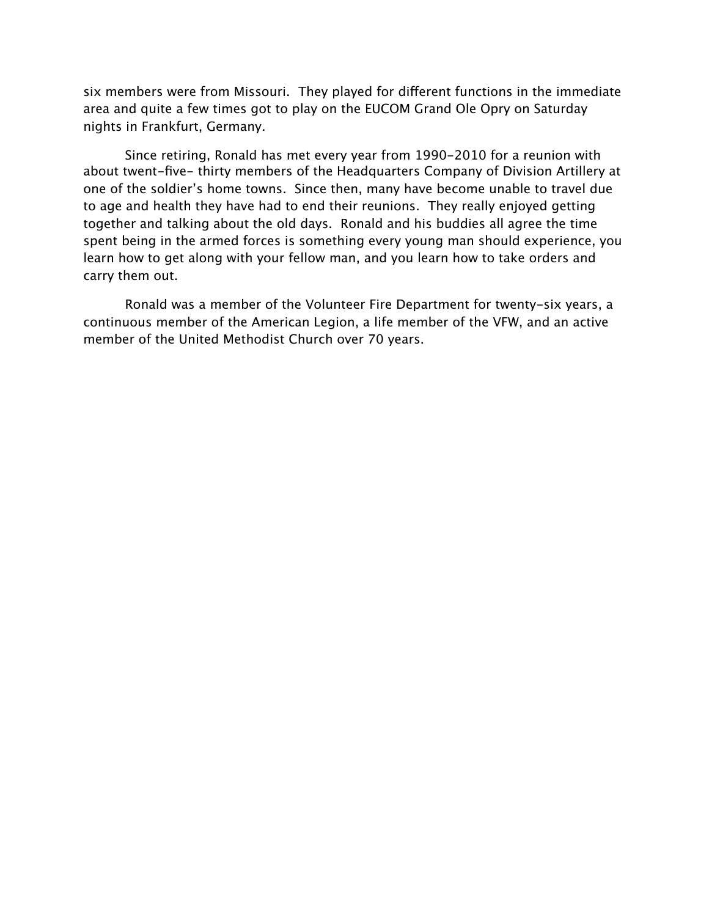six members were from Missouri. They played for different functions in the immediate area and quite a few times got to play on the EUCOM Grand Ole Opry on Saturday nights in Frankfurt, Germany.

Since retiring, Ronald has met every year from 1990-2010 for a reunion with about twent-five- thirty members of the Headquarters Company of Division Artillery at one of the soldier's home towns. Since then, many have become unable to travel due to age and health they have had to end their reunions. They really enjoyed getting together and talking about the old days. Ronald and his buddies all agree the time spent being in the armed forces is something every young man should experience, you learn how to get along with your fellow man, and you learn how to take orders and carry them out.

Ronald was a member of the Volunteer Fire Department for twenty-six years, a continuous member of the American Legion, a life member of the VFW, and an active member of the United Methodist Church over 70 years.